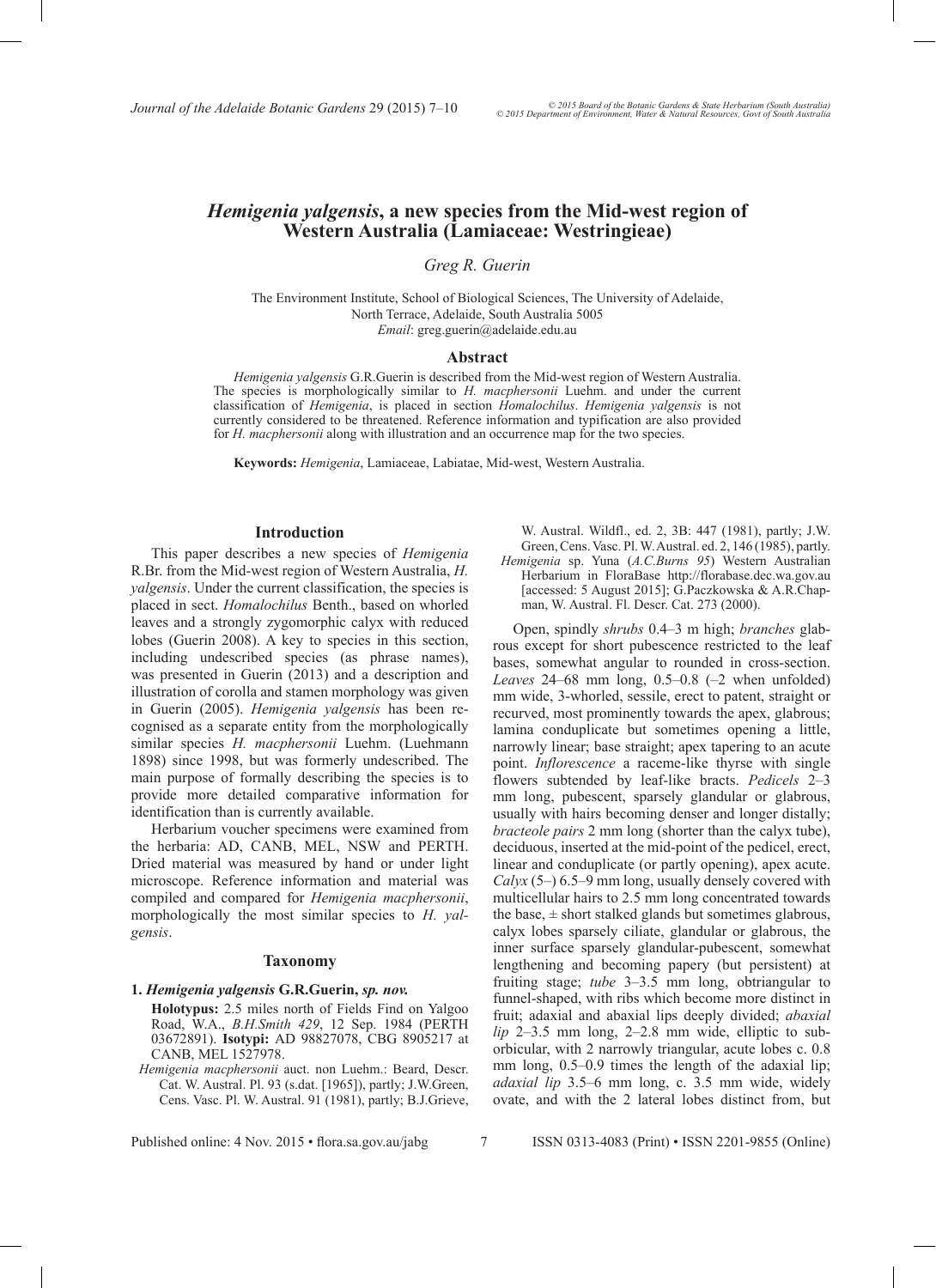# *Hemigenia yalgensis*, a new species from the Mid-west region of Western Australia (Lamiaceae: Westringieae)

*Greg R. Guerin*

The Environment Institute, School of Biological Sciences, The University of Adelaide, North Terrace, Adelaide, South Australia 5005
*Email*: greg.guerin@adelaide.edu.au

## Abstract

*Hemigenia yalgensis* G.R.Guerin is described from the Mid-west region of Western Australia. The species is morphologically similar to *H. macphersonii* Luehm. and under the current classification of *Hemigenia*, is placed in section *Homalochilus*. *Hemigenia yalgensis* is not currently considered to be threatened. Reference information and typification are also provided for *H. macphersonii* along with illustration and an occurrence map for the two species.

**Keywords:** *Hemigenia*, Lamiaceae, Labiatae, Mid-west, Western Australia.

## Introduction

This paper describes a new species of *Hemigenia* R.Br. from the Mid-west region of Western Australia, *H. yalgensis*. Under the current classification, the species is placed in sect. *Homalochilus* Benth., based on whorled leaves and a strongly zygomorphic calyx with reduced lobes (Guerin 2008). A key to species in this section, including undescribed species (as phrase names), was presented in Guerin (2013) and a description and illustration of corolla and stamen morphology was given in Guerin (2005). *Hemigenia yalgensis* has been recognised as a separate entity from the morphologically similar species *H. macphersonii* Luehm. (Luehmann 1898) since 1998, but was formerly undescribed. The main purpose of formally describing the species is to provide more detailed comparative information for identification than is currently available.

Herbarium voucher specimens were examined from the herbaria: AD, CANB, MEL, NSW and PERTH. Dried material was measured by hand or under light microscope. Reference information and material was compiled and compared for *Hemigenia macphersonii*, morphologically the most similar species to *H. yalgensis*.

## Taxonomy

**1.** ***Hemigenia yalgensis*** **G.R.Guerin,** ***sp. nov.***

**Holotypus:** 2.5 miles north of Fields Find on Yalgoo Road, W.A., *B.H.Smith 429*, 12 Sep. 1984 (PERTH 03672891). **Isotypi:** AD 98827078, CBG 8905217 at CANB, MEL 1527978.

*Hemigenia macphersonii* auct. non Luehm.: Beard, Descr. Cat. W. Austral. Pl. 93 (s.dat. [1965]), partly; J.W.Green, Cens. Vasc. Pl. W. Austral. 91 (1981), partly; B.J.Grieve, W. Austral. Wildfl., ed. 2, 3B: 447 (1981), partly; J.W. Green, Cens. Vasc. Pl. W. Austral. ed. 2, 146 (1985), partly.

*Hemigenia* sp. Yuna (*A.C.Burns 95*) Western Australian Herbarium in FloraBase http://florabase.dec.wa.gov.au [accessed: 5 August 2015]; G.Paczkowska & A.R.Chapman, W. Austral. Fl. Descr. Cat. 273 (2000).

Open, spindly *shrubs* 0.4–3 m high; *branches* glabrous except for short pubescence restricted to the leaf bases, somewhat angular to rounded in cross-section. *Leaves* 24–68 mm long, 0.5–0.8 (–2 when unfolded) mm wide, 3-whorled, sessile, erect to patent, straight or recurved, most prominently towards the apex, glabrous; lamina conduplicate but sometimes opening a little, narrowly linear; base straight; apex tapering to an acute point. *Inflorescence* a raceme-like thyrse with single flowers subtended by leaf-like bracts. *Pedicels* 2–3 mm long, pubescent, sparsely glandular or glabrous, usually with hairs becoming denser and longer distally; *bracteole pairs* 2 mm long (shorter than the calyx tube), deciduous, inserted at the mid-point of the pedicel, erect, linear and conduplicate (or partly opening), apex acute. *Calyx* (5–) 6.5–9 mm long, usually densely covered with multicellular hairs to 2.5 mm long concentrated towards the base, ± short stalked glands but sometimes glabrous, calyx lobes sparsely ciliate, glandular or glabrous, the inner surface sparsely glandular-pubescent, somewhat lengthening and becoming papery (but persistent) at fruiting stage; *tube* 3–3.5 mm long, obtriangular to funnel-shaped, with ribs which become more distinct in fruit; adaxial and abaxial lips deeply divided; *abaxial lip* 2–3.5 mm long, 2–2.8 mm wide, elliptic to suborbicular, with 2 narrowly triangular, acute lobes c. 0.8 mm long, 0.5–0.9 times the length of the adaxial lip; *adaxial lip* 3.5–6 mm long, c. 3.5 mm wide, widely ovate, and with the 2 lateral lobes distinct from, but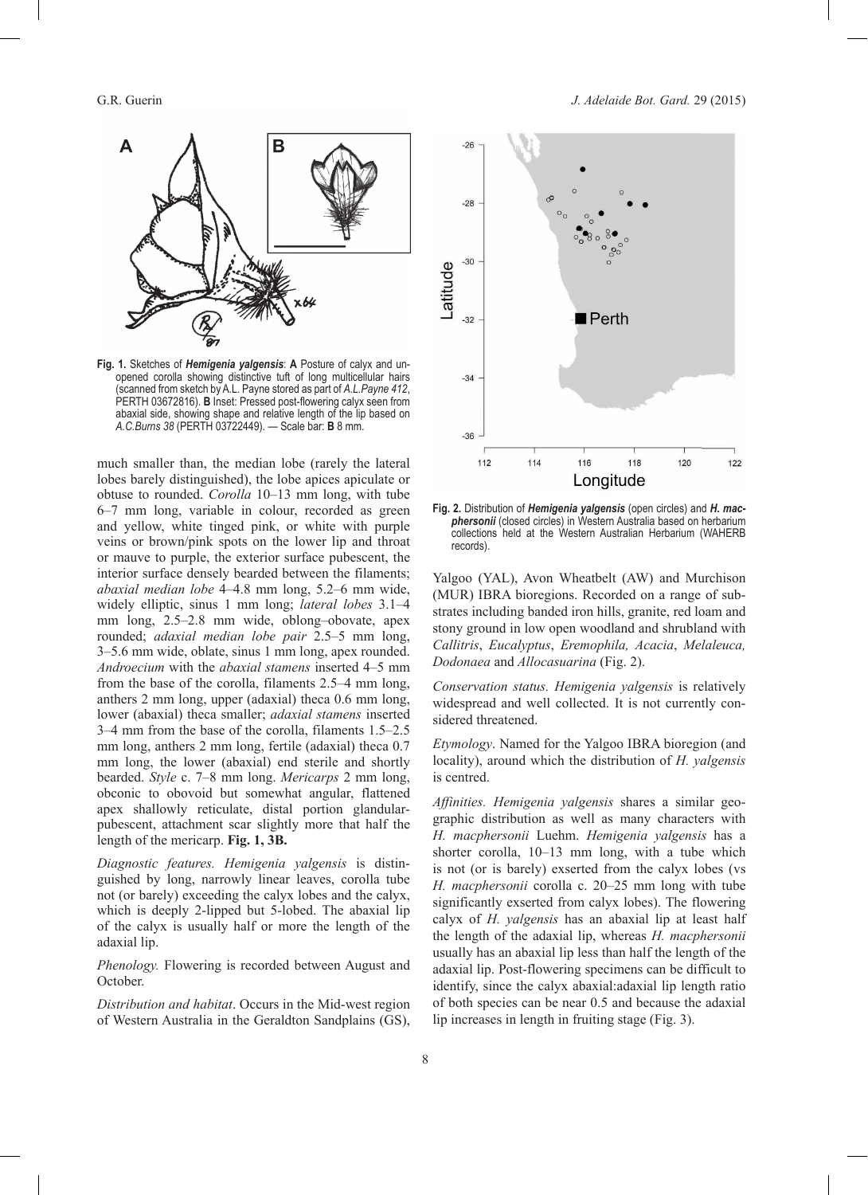**Fig. 1.** Sketches of ***Hemigenia yalgensis***: **A** Posture of calyx and unopened corolla showing distinctive tuft of long multicellular hairs (scanned from sketch by A.L. Payne stored as part of *A.L.Payne 412*, PERTH 03672816). **B** Inset: Pressed post-flowering calyx seen from abaxial side, showing shape and relative length of the lip based on *A.C.Burns 38* (PERTH 03722449). — Scale bar: **B** 8 mm.

much smaller than, the median lobe (rarely the lateral lobes barely distinguished), the lobe apices apiculate or obtuse to rounded. *Corolla* 10–13 mm long, with tube 6–7 mm long, variable in colour, recorded as green and yellow, white tinged pink, or white with purple veins or brown/pink spots on the lower lip and throat or mauve to purple, the exterior surface pubescent, the interior surface densely bearded between the filaments; *abaxial median lobe* 4–4.8 mm long, 5.2–6 mm wide, widely elliptic, sinus 1 mm long; *lateral lobes* 3.1–4 mm long, 2.5–2.8 mm wide, oblong–obovate, apex rounded; *adaxial median lobe pair* 2.5–5 mm long, 3–5.6 mm wide, oblate, sinus 1 mm long, apex rounded. *Androecium* with the *abaxial stamens* inserted 4–5 mm from the base of the corolla, filaments 2.5–4 mm long, anthers 2 mm long, upper (adaxial) theca 0.6 mm long, lower (abaxial) theca smaller; *adaxial stamens* inserted 3–4 mm from the base of the corolla, filaments 1.5–2.5 mm long, anthers 2 mm long, fertile (adaxial) theca 0.7 mm long, the lower (abaxial) end sterile and shortly bearded. *Style* c. 7–8 mm long. *Mericarps* 2 mm long, obconic to obovoid but somewhat angular, flattened apex shallowly reticulate, distal portion glandular-pubescent, attachment scar slightly more that half the length of the mericarp. **Fig. 1, 3B.**

*Diagnostic features. Hemigenia yalgensis* is distinguished by long, narrowly linear leaves, corolla tube not (or barely) exceeding the calyx lobes and the calyx, which is deeply 2-lipped but 5-lobed. The abaxial lip of the calyx is usually half or more the length of the adaxial lip.

*Phenology.* Flowering is recorded between August and October.

*Distribution and habitat*. Occurs in the Mid-west region of Western Australia in the Geraldton Sandplains (GS), Yalgoo (YAL), Avon Wheatbelt (AW) and Murchison (MUR) IBRA bioregions. Recorded on a range of substrates including banded iron hills, granite, red loam and stony ground in low open woodland and shrubland with *Callitris*, *Eucalyptus*, *Eremophila, Acacia*, *Melaleuca, Dodonaea* and *Allocasuarina* (Fig. 2).

**Fig. 2.** Distribution of ***Hemigenia yalgensis*** (open circles) and ***H. macphersonii*** (closed circles) in Western Australia based on herbarium collections held at the Western Australian Herbarium (WAHERB records).

*Conservation status. Hemigenia yalgensis* is relatively widespread and well collected. It is not currently considered threatened.

*Etymology*. Named for the Yalgoo IBRA bioregion (and locality), around which the distribution of *H. yalgensis* is centred.

*Affinities. Hemigenia yalgensis* shares a similar geographic distribution as well as many characters with *H. macphersonii* Luehm. *Hemigenia yalgensis* has a shorter corolla, 10–13 mm long, with a tube which is not (or is barely) exserted from the calyx lobes (vs *H. macphersonii* corolla c. 20–25 mm long with tube significantly exserted from calyx lobes). The flowering calyx of *H. yalgensis* has an abaxial lip at least half the length of the adaxial lip, whereas *H. macphersonii* usually has an abaxial lip less than half the length of the adaxial lip. Post-flowering specimens can be difficult to identify, since the calyx abaxial:adaxial lip length ratio of both species can be near 0.5 and because the adaxial lip increases in length in fruiting stage (Fig. 3).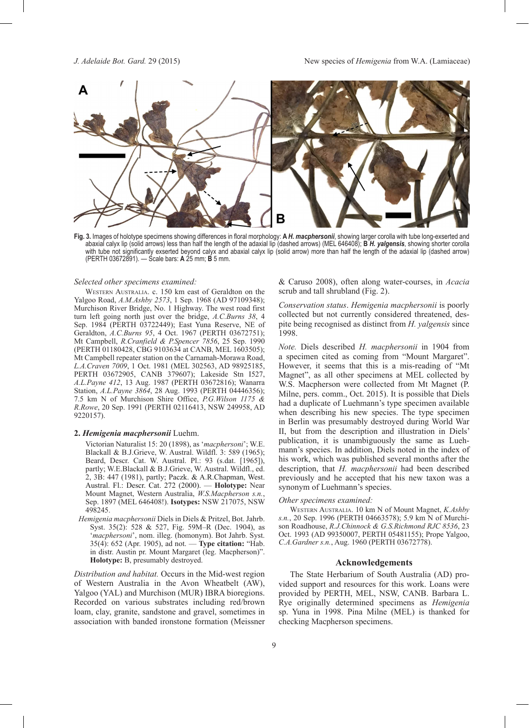**Fig. 3.** Images of holotype specimens showing differences in floral morphology: **A** ***H. macphersonii***, showing larger corolla with tube long-exserted and abaxial calyx lip (solid arrows) less than half the length of the adaxial lip (dashed arrows) (MEL 646408); **B** ***H. yalgensis***, showing shorter corolla with tube not significantly exserted beyond calyx and abaxial calyx lip (solid arrow) more than half the length of the adaxial lip (dashed arrow) (PERTH 03672891). — Scale bars: **A** 25 mm; **B** 5 mm.

*Selected other specimens examined:*

WESTERN AUSTRALIA. c. 150 km east of Geraldton on the Yalgoo Road, *A.M.Ashby 2573*, 1 Sep. 1968 (AD 97109348); Murchison River Bridge, No. 1 Highway. The west road first turn left going north just over the bridge, *A.C.Burns 38*, 4 Sep. 1984 (PERTH 03722449); East Yuna Reserve, NE of Geraldton, *A.C.Burns 95*, 4 Oct. 1967 (PERTH 03672751); Mt Campbell, *R.Cranfield & P.Spencer 7856*, 25 Sep. 1990 (PERTH 01180428, CBG 9103634 at CANB, MEL 1603505); Mt Campbell repeater station on the Carnamah-Morawa Road, *L.A.Craven 7009*, 1 Oct. 1981 (MEL 302563, AD 98925185, PERTH 03672905, CANB 379607); Lakeside Stn 1527, *A.L.Payne 412*, 13 Aug. 1987 (PERTH 03672816); Wanarra Station, *A.L.Payne 3864*, 28 Aug. 1993 (PERTH 04446356); 7.5 km N of Murchison Shire Office, *P.G.Wilson 1175 & R.Rowe*, 20 Sep. 1991 (PERTH 02116413, NSW 249958, AD 9220157).

### 2. *Hemigenia macphersonii* Luehm.

Victorian Naturalist 15: 20 (1898), as '*macphersoni*'; W.E. Blackall & B.J.Grieve, W. Austral. Wildfl. 3: 589 (1965); Beard, Descr. Cat. W. Austral. Pl.: 93 (s.dat. [1965]), partly; W.E.Blackall & B.J.Grieve, W. Austral. Wildfl., ed. 2, 3B: 447 (1981), partly; Paczk. & A.R.Chapman, West. Austral. Fl.: Descr. Cat. 272 (2000). — **Holotype:** Near Mount Magnet, Western Australia, *W.S.Macpherson s.n.*, Sep. 1897 (MEL 646408!). **Isotypes:** NSW 217075, NSW 498245.

*Hemigenia macphersonii* Diels in Diels & Pritzel, Bot. Jahrb. Syst. 35(2): 528 & 527, Fig. 59M–R (Dec. 1904), as '*macphersoni*', nom. illeg. (homonym). Bot Jahrb. Syst. 35(4): 652 (Apr. 1905), ad not. — **Type citation:** "Hab. in distr. Austin pr. Mount Margaret (leg. Macpherson)". **Holotype:** B, presumably destroyed.

*Distribution and habitat.* Occurs in the Mid-west region of Western Australia in the Avon Wheatbelt (AW), Yalgoo (YAL) and Murchison (MUR) IBRA bioregions. Recorded on various substrates including red/brown loam, clay, granite, sandstone and gravel, sometimes in association with banded ironstone formation (Meissner & Caruso 2008), often along water-courses, in *Acacia* scrub and tall shrubland (Fig. 2).

*Conservation status*. *Hemigenia macphersonii* is poorly collected but not currently considered threatened, despite being recognised as distinct from *H. yalgensis* since 1998.

*Note.* Diels described *H. macphersonii* in 1904 from a specimen cited as coming from "Mount Margaret". However, it seems that this is a mis-reading of "Mt Magnet", as all other specimens at MEL collected by W.S. Macpherson were collected from Mt Magnet (P. Milne, pers. comm., Oct. 2015). It is possible that Diels had a duplicate of Luehmann's type specimen available when describing his new species. The type specimen in Berlin was presumably destroyed during World War II, but from the description and illustration in Diels' publication, it is unambiguously the same as Luehmann's species. In addition, Diels noted in the index of his work, which was published several months after the description, that *H. macphersonii* had been described previously and he accepted that his new taxon was a synonym of Luehmann's species.

*Other specimens examined:*

WESTERN AUSTRALIA. 10 km N of Mount Magnet, *K.Ashby s.n.*, 20 Sep. 1996 (PERTH 04663578); 5.9 km N of Murchison Roadhouse, *R.J.Chinnock & G.S.Richmond RJC 8536*, 23 Oct. 1993 (AD 99350007, PERTH 05481155); Prope Yalgoo, *C.A.Gardner s.n.*, Aug. 1960 (PERTH 03672778).

## Acknowledgements

The State Herbarium of South Australia (AD) provided support and resources for this work. Loans were provided by PERTH, MEL, NSW, CANB. Barbara L. Rye originally determined specimens as *Hemigenia* sp. Yuna in 1998. Pina Milne (MEL) is thanked for checking Macpherson specimens.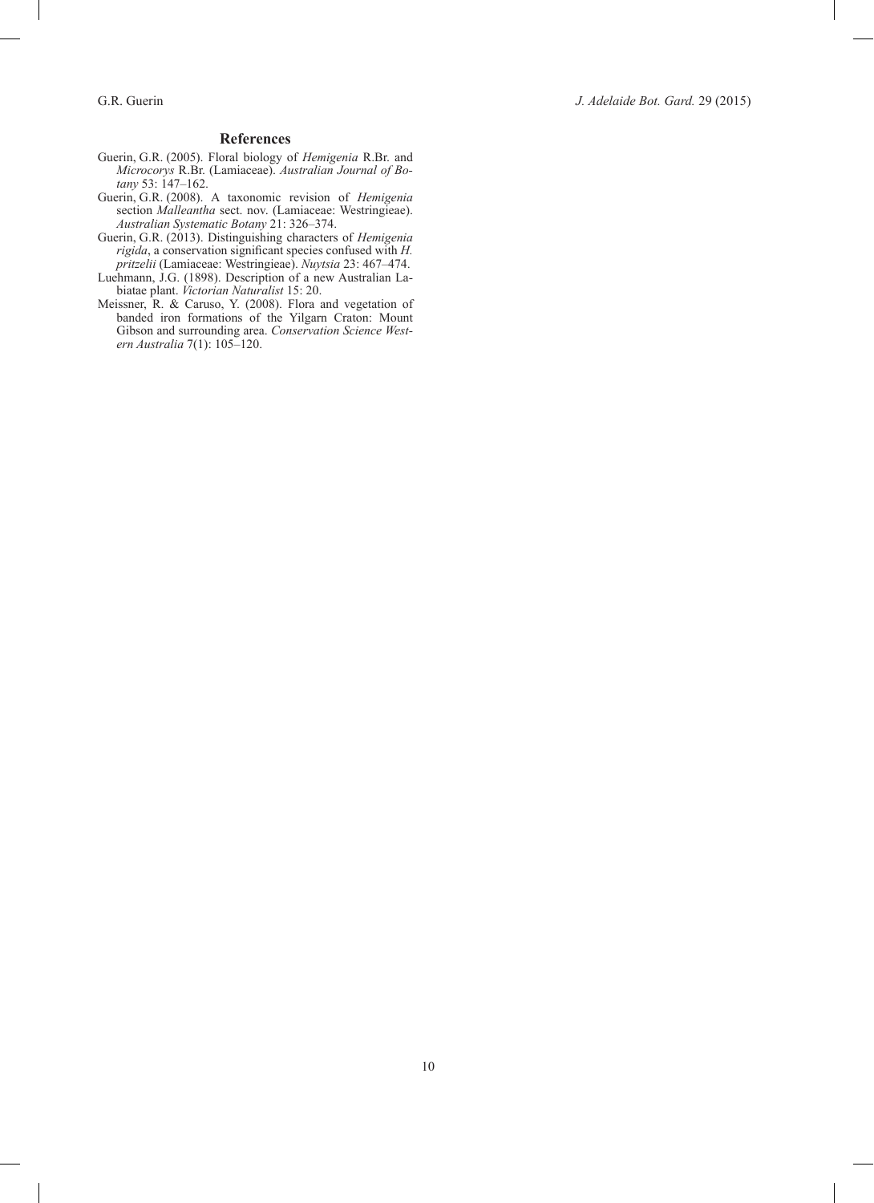## References

Guerin, G.R. (2005). Floral biology of *Hemigenia* R.Br. and *Microcorys* R.Br. (Lamiaceae). *Australian Journal of Botany* 53: 147–162.

Guerin, G.R. (2008). A taxonomic revision of *Hemigenia* section *Malleantha* sect. nov. (Lamiaceae: Westringieae). *Australian Systematic Botany* 21: 326–374.

Guerin, G.R. (2013). Distinguishing characters of *Hemigenia rigida*, a conservation significant species confused with *H. pritzelii* (Lamiaceae: Westringieae). *Nuytsia* 23: 467–474.

Luehmann, J.G. (1898). Description of a new Australian Labiatae plant. *Victorian Naturalist* 15: 20.

Meissner, R. & Caruso, Y. (2008). Flora and vegetation of banded iron formations of the Yilgarn Craton: Mount Gibson and surrounding area. *Conservation Science Western Australia* 7(1): 105–120.